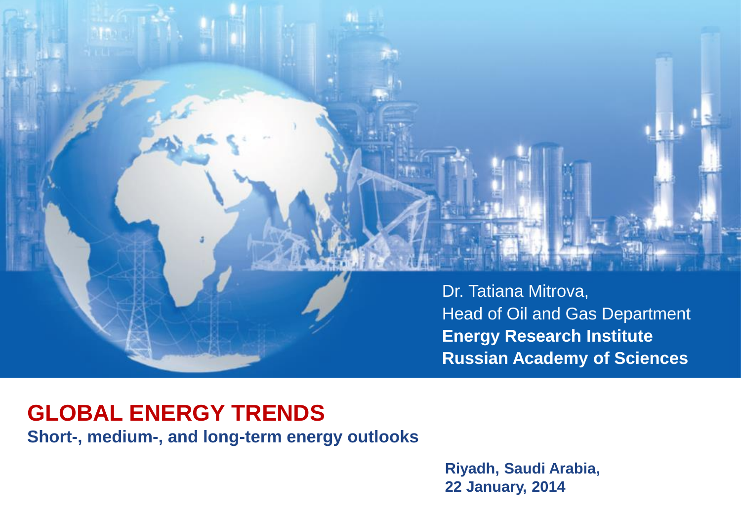Dr. Tatiana Mitrova,
Head of Oil and Gas Department
**Energy Research Institute**
**Russian Academy of Sciences**

# GLOBAL ENERGY TRENDS

**Short-, medium-, and long-term energy outlooks**

**Riyadh, Saudi Arabia,**
**22 January, 2014**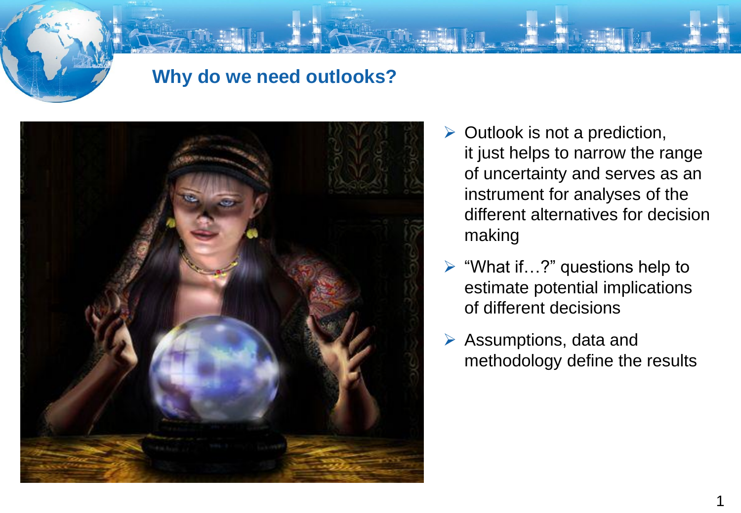## Why do we need outlooks?

- Outlook is not a prediction, it just helps to narrow the range of uncertainty and serves as an instrument for analyses of the different alternatives for decision making
- "What if…?" questions help to estimate potential implications of different decisions
- Assumptions, data and methodology define the results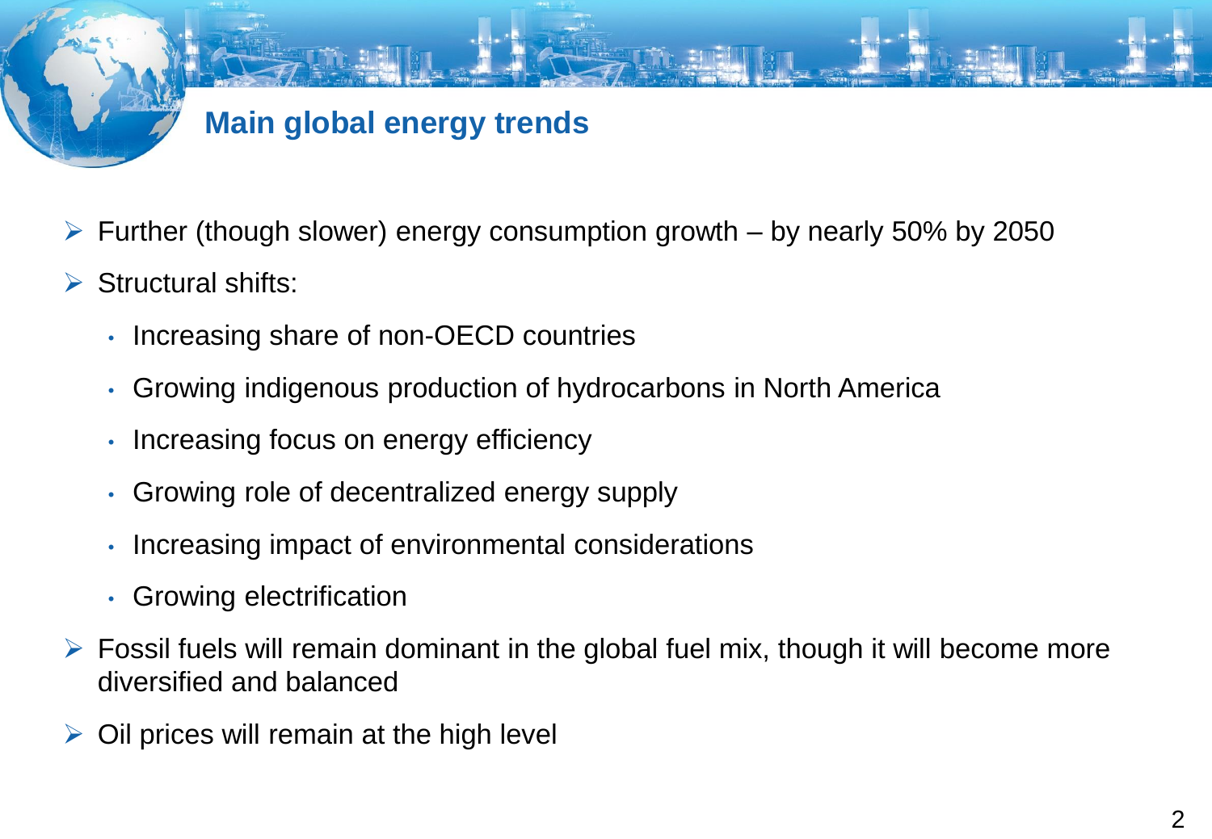## Main global energy trends

- Further (though slower) energy consumption growth – by nearly 50% by 2050
- Structural shifts:
  - Increasing share of non-OECD countries
  - Growing indigenous production of hydrocarbons in North America
  - Increasing focus on energy efficiency
  - Growing role of decentralized energy supply
  - Increasing impact of environmental considerations
  - Growing electrification
- Fossil fuels will remain dominant in the global fuel mix, though it will become more diversified and balanced
- Oil prices will remain at the high level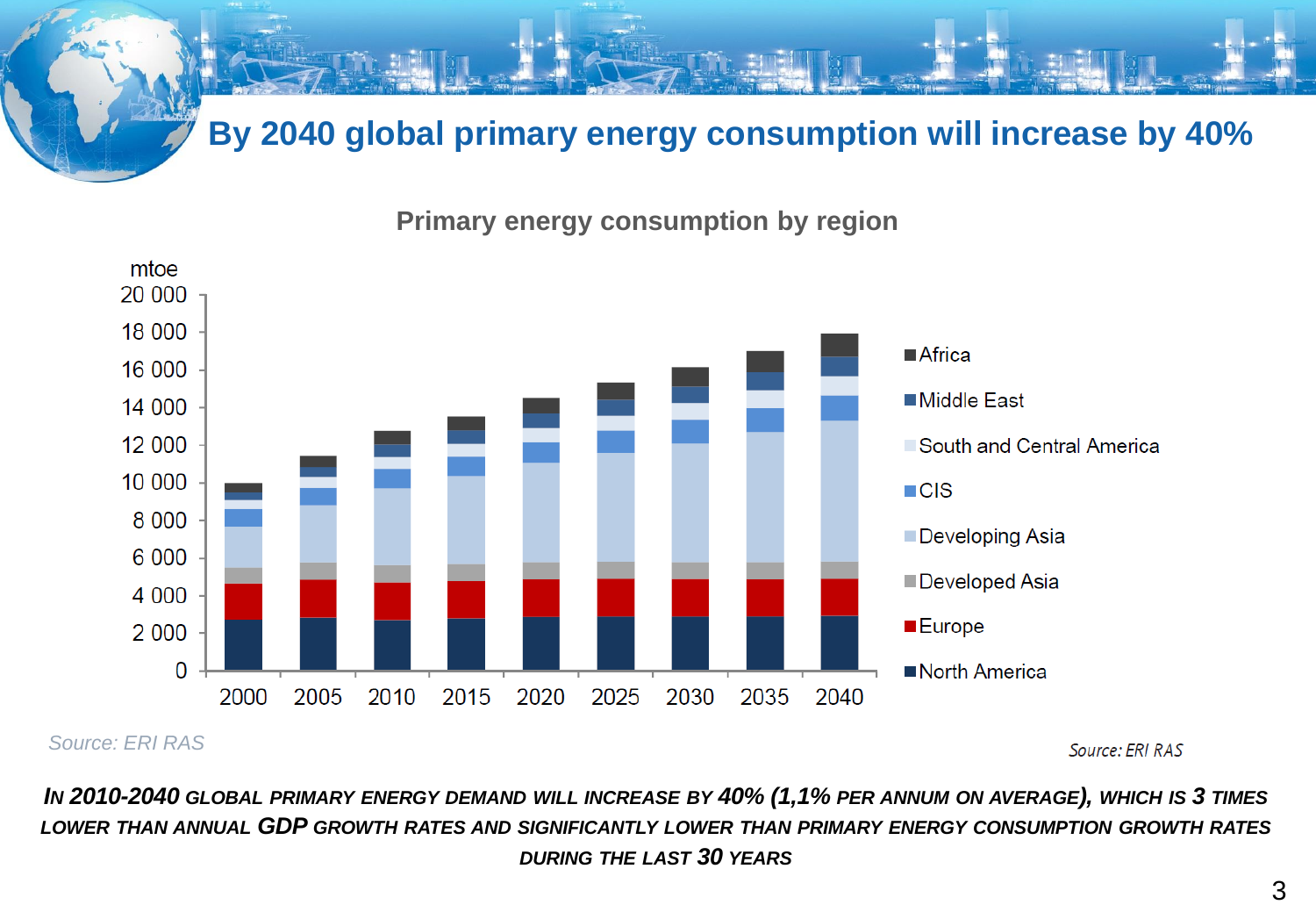# By 2040 global primary energy consumption will increase by 40%

**Primary energy consumption by region**

mtoe

20 000
18 000
16 000
14 000
12 000
10 000
8 000
6 000
4 000
2 000
0

2000 2005 2010 2015 2020 2025 2030 2035 2040

- Africa
- Middle East
- South and Central America
- CIS
- Developing Asia
- Developed Asia
- Europe
- North America

*Source: ERI RAS*

*Source: ERI RAS*

***In 2010-2040 global primary energy demand will increase by 40% (1,1% per annum on average), which is 3 times lower than annual GDP growth rates and significantly lower than primary energy consumption growth rates during the last 30 years***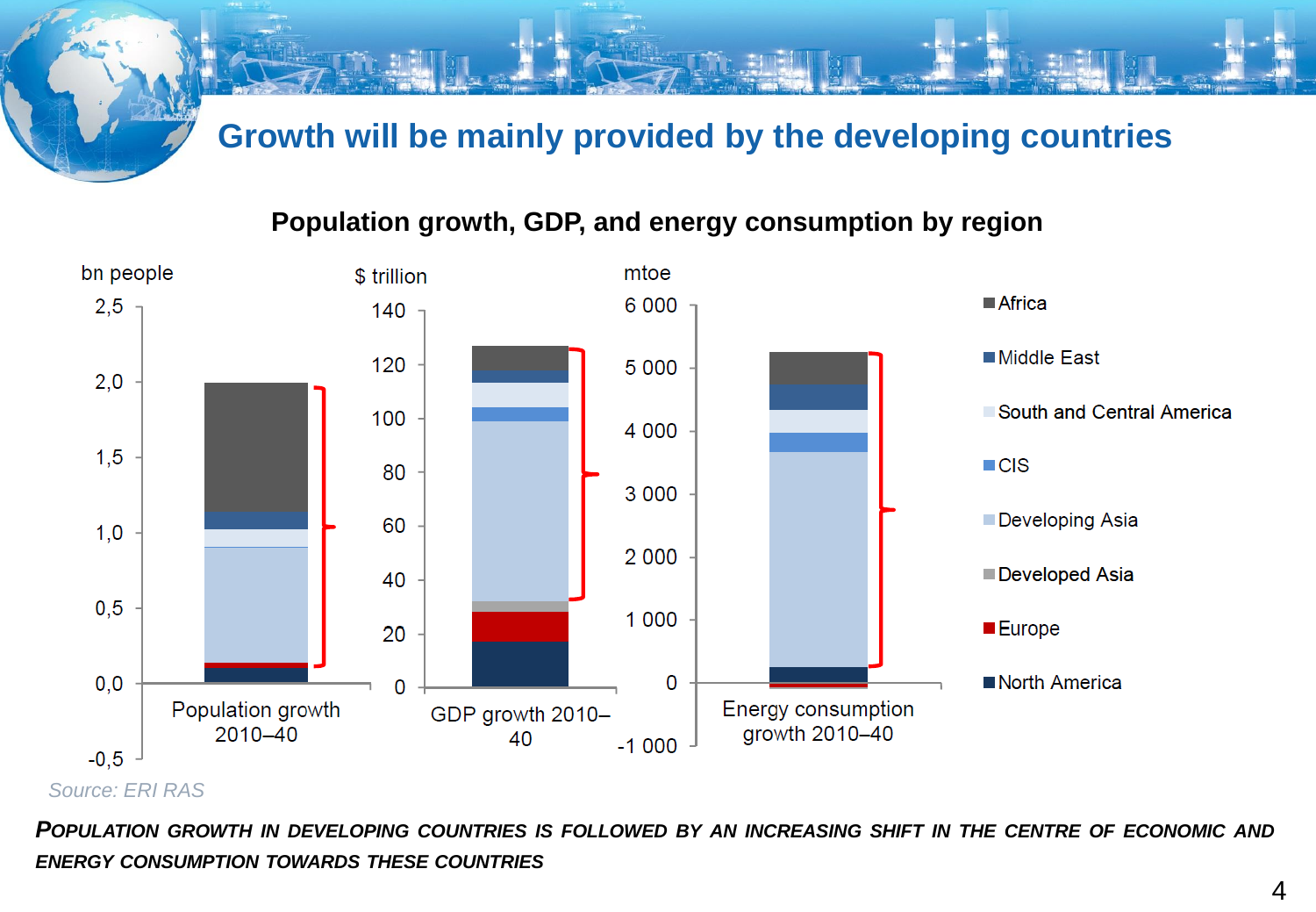# Growth will be mainly provided by the developing countries

**Population growth, GDP, and energy consumption by region**

bn people | $ trillion | mtoe

Population growth 2010–40 | GDP growth 2010–40 | Energy consumption growth 2010–40

Africa · Middle East · South and Central America · CIS · Developing Asia · Developed Asia · Europe · North America

*Source: ERI RAS*

***POPULATION GROWTH IN DEVELOPING COUNTRIES IS FOLLOWED BY AN INCREASING SHIFT IN THE CENTRE OF ECONOMIC AND ENERGY CONSUMPTION TOWARDS THESE COUNTRIES***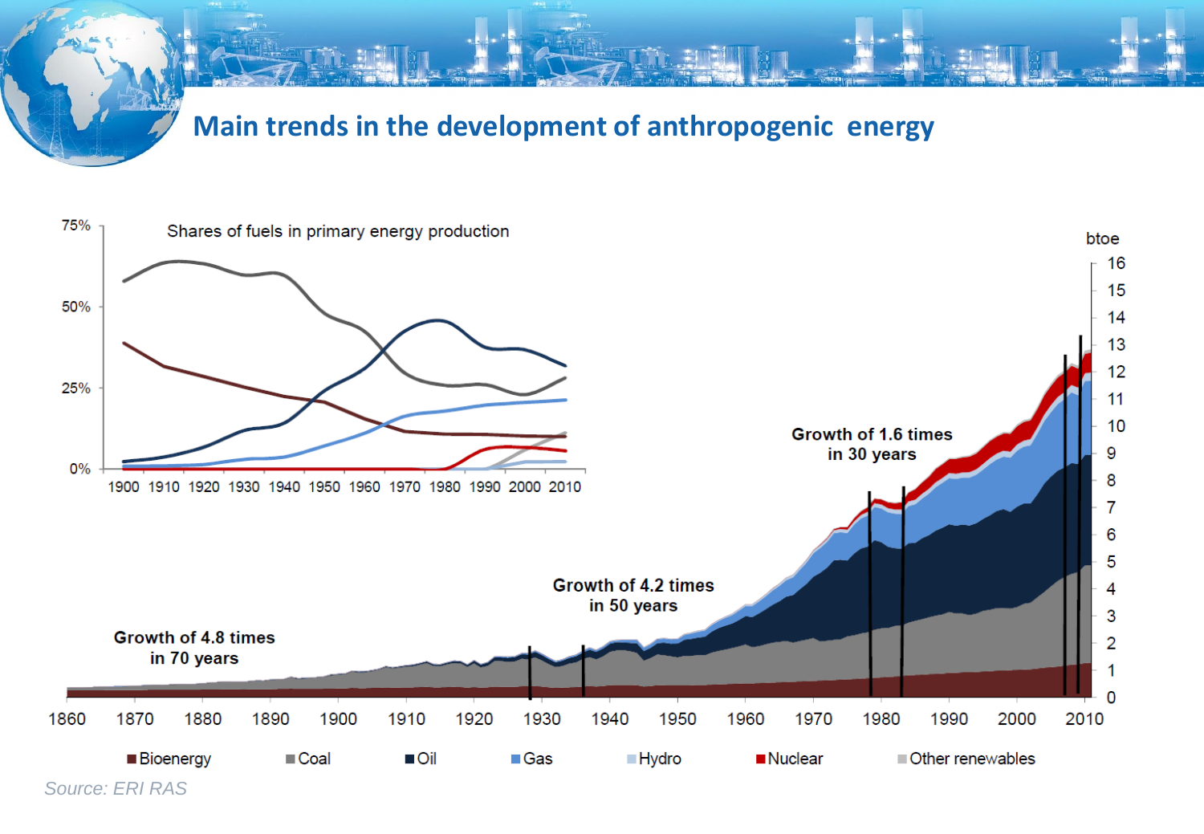# Main trends in the development of anthropogenic energy

Shares of fuels in primary energy production

75%
50%
25%
0%

1900 1910 1920 1930 1940 1950 1960 1970 1980 1990 2000 2010

btoe

16 15 14 13 12 11 10 9 8 7 6 5 4 3 2 1 0

**Growth of 4.8 times in 70 years**

**Growth of 4.2 times in 50 years**

**Growth of 1.6 times in 30 years**

1860 1870 1880 1890 1900 1910 1920 1930 1940 1950 1960 1970 1980 1990 2000 2010

Bioenergy · Coal · Oil · Gas · Hydro · Nuclear · Other renewables

*Source: ERI RAS*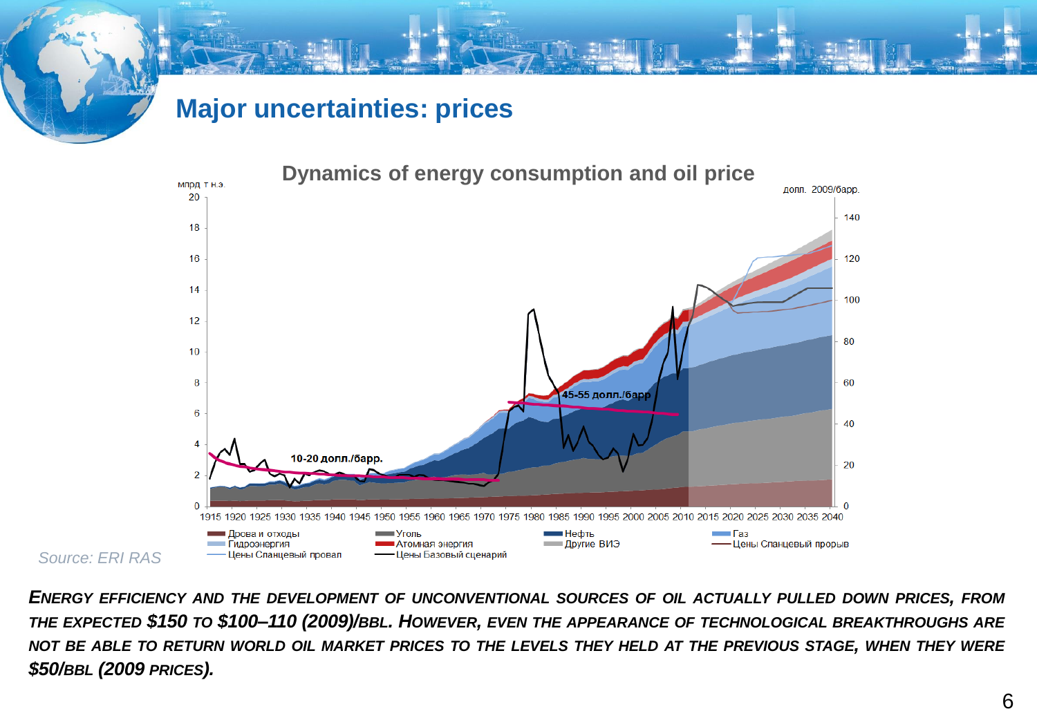# Major uncertainties: prices

## Dynamics of energy consumption and oil price

млрд т н.э. | долл. 2009/барр.

10-20 долл./барр.

45-55 долл./барр

- Дрова и отходы
- Уголь
- Нефть
- Газ
- Гидроэнергия
- Атомная энергия
- Другие ВИЭ
- Цены Сланцевый прорыв
- Цены Сланцевый провал
- Цены Базовый сценарий

Source: ERI RAS

***Energy efficiency and the development of unconventional sources of oil actually pulled down prices, from the expected $150 to $100–110 (2009)/bbl. However, even the appearance of technological breakthroughs are not be able to return world oil market prices to the levels they held at the previous stage, when they were $50/bbl (2009 prices).***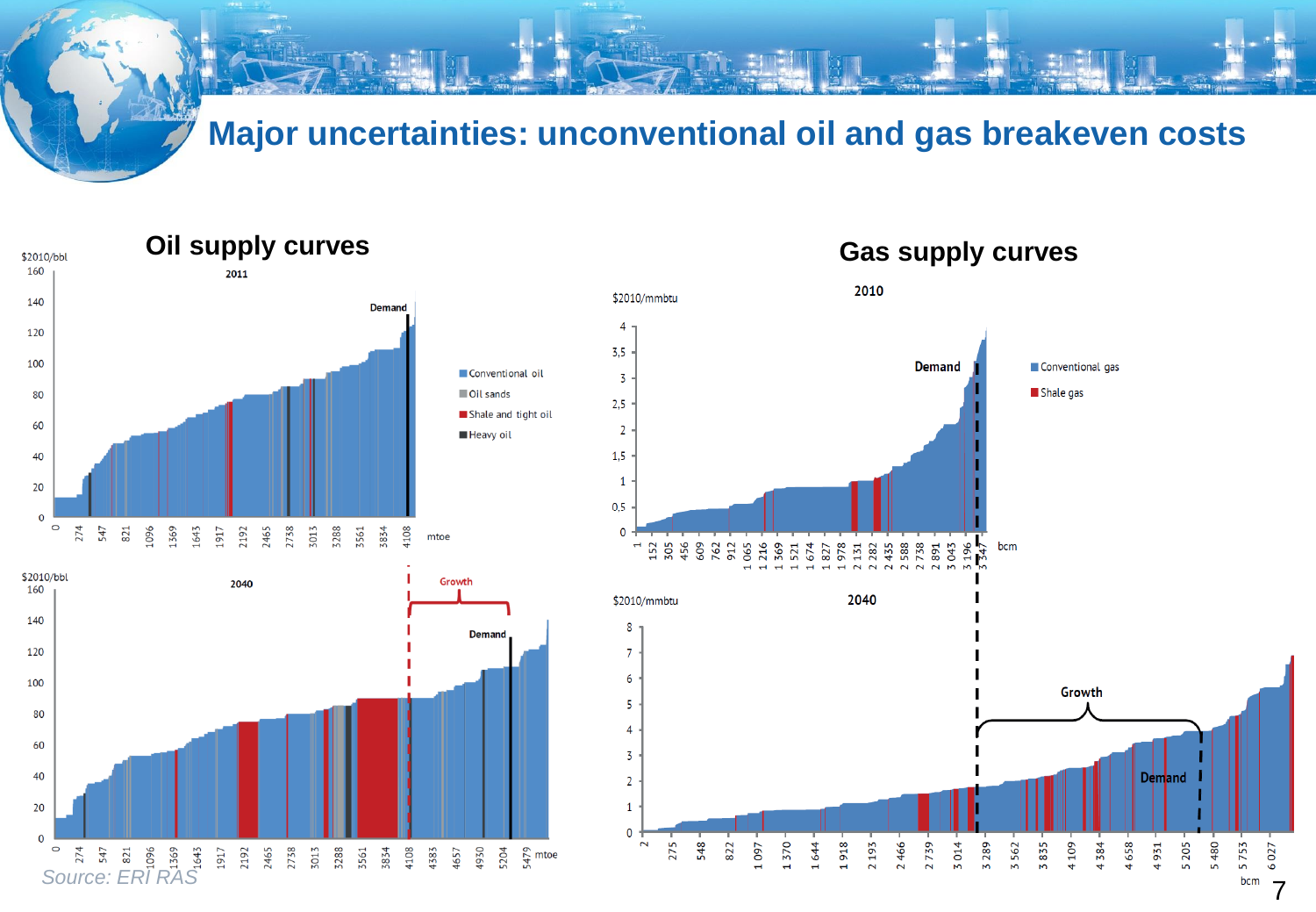# Major uncertainties: unconventional oil and gas breakeven costs

## Oil supply curves

$2010/bbl

2011

Demand

- Conventional oil
- Oil sands
- Shale and tight oil
- Heavy oil

mtoe

2040

Growth

Demand

## Gas supply curves

$2010/mmbtu

2010

Demand

- Conventional gas
- Shale gas

bcm

2040

Growth

Demand

Source: ERI RAS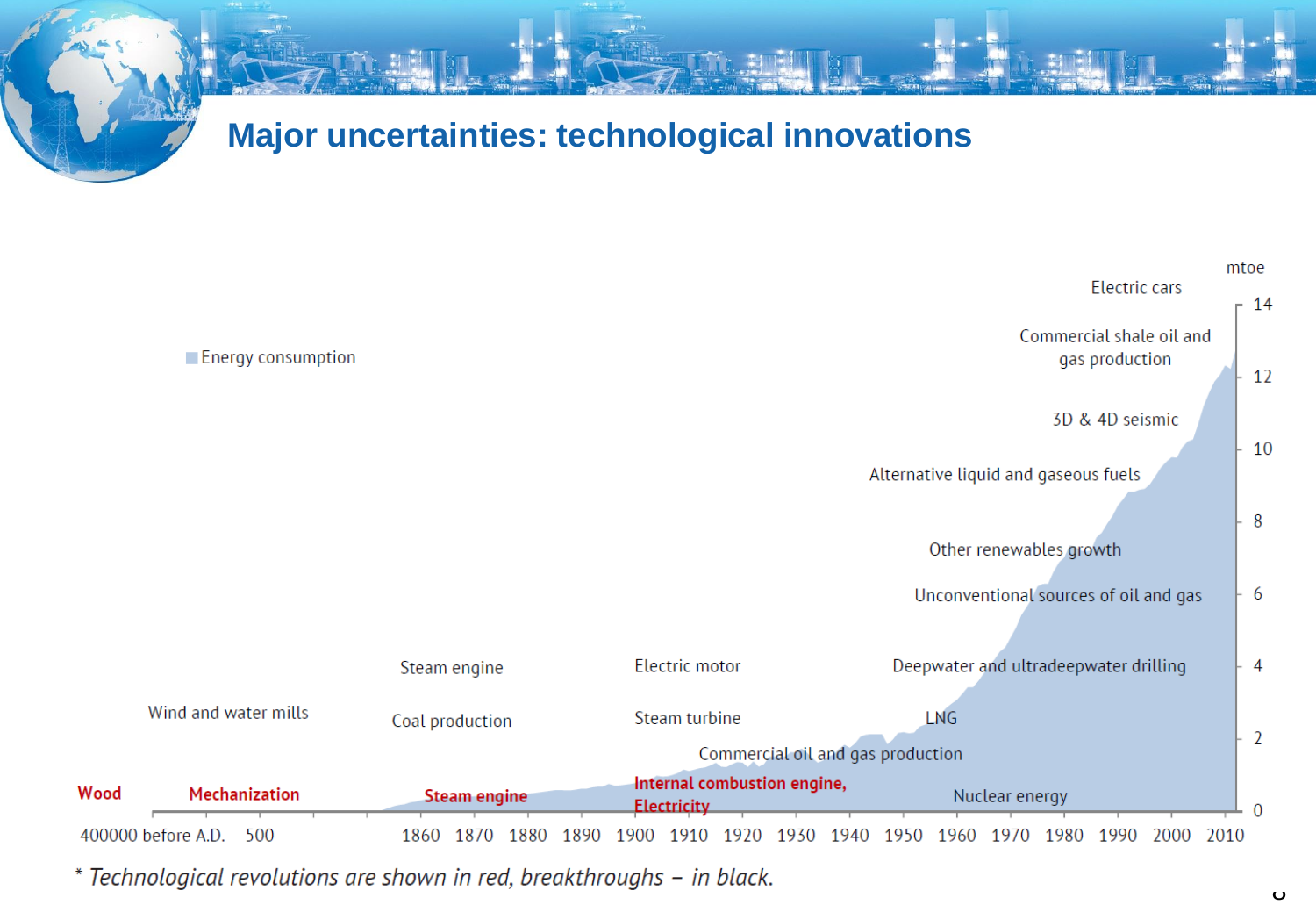# Major uncertainties: technological innovations

Energy consumption

mtoe

| Period | Technological revolutions (red) | Breakthroughs (black) |
|---|---|---|
| 400000 before A.D. | Wood | |
| 500 | Mechanization | Wind and water mills |
| 1860–1890 | Steam engine | Steam engine; Coal production |
| 1900–1910 | Internal combustion engine, Electricity | Electric motor; Steam turbine |
| 1920–1950 | | Commercial oil and gas production; LNG |
| 1960–2010 | | Nuclear energy; Deepwater and ultradeepwater drilling; Unconventional sources of oil and gas; Other renewables growth; Alternative liquid and gaseous fuels; 3D & 4D seismic; Commercial shale oil and gas production; Electric cars |

Y-axis (mtoe): 0, 2, 4, 6, 8, 10, 12, 14

X-axis: 400000 before A.D., 500, 1860, 1870, 1880, 1890, 1900, 1910, 1920, 1930, 1940, 1950, 1960, 1970, 1980, 1990, 2000, 2010

*\* Technological revolutions are shown in red, breakthroughs – in black.*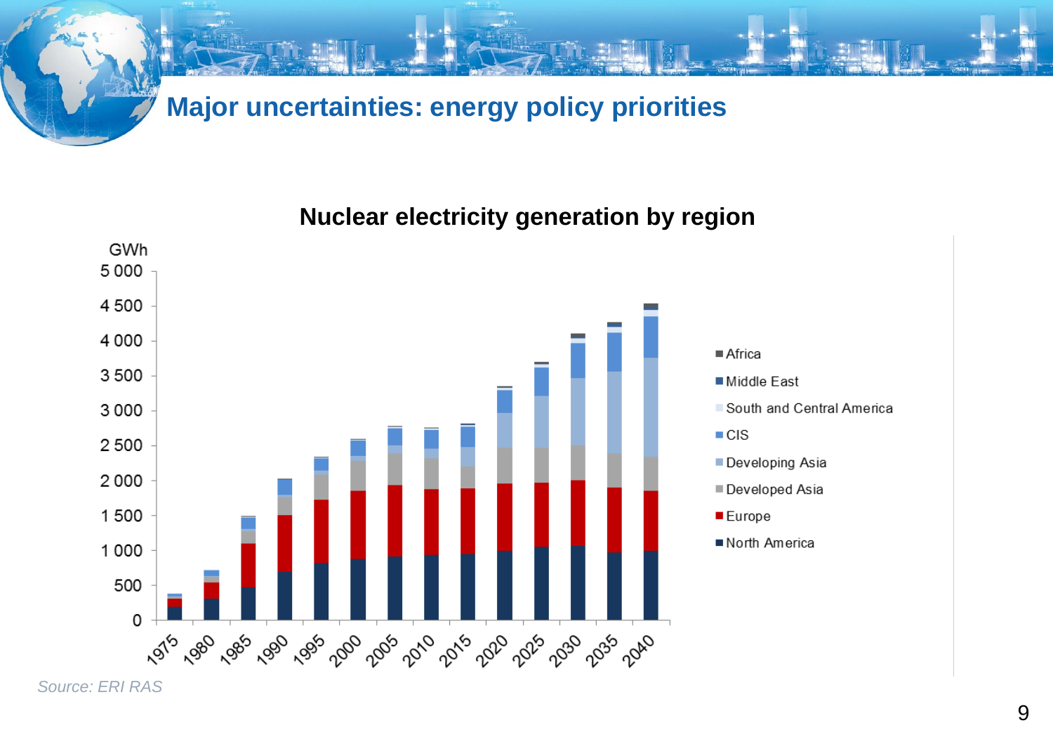# Major uncertainties: energy policy priorities

## Nuclear electricity generation by region

GWh

5 000
4 500
4 000
3 500
3 000
2 500
2 000
1 500
1 000
500
0

1975 1980 1985 1990 1995 2000 2005 2010 2015 2020 2025 2030 2035 2040

- Africa
- Middle East
- South and Central America
- CIS
- Developing Asia
- Developed Asia
- Europe
- North America

*Source: ERI RAS*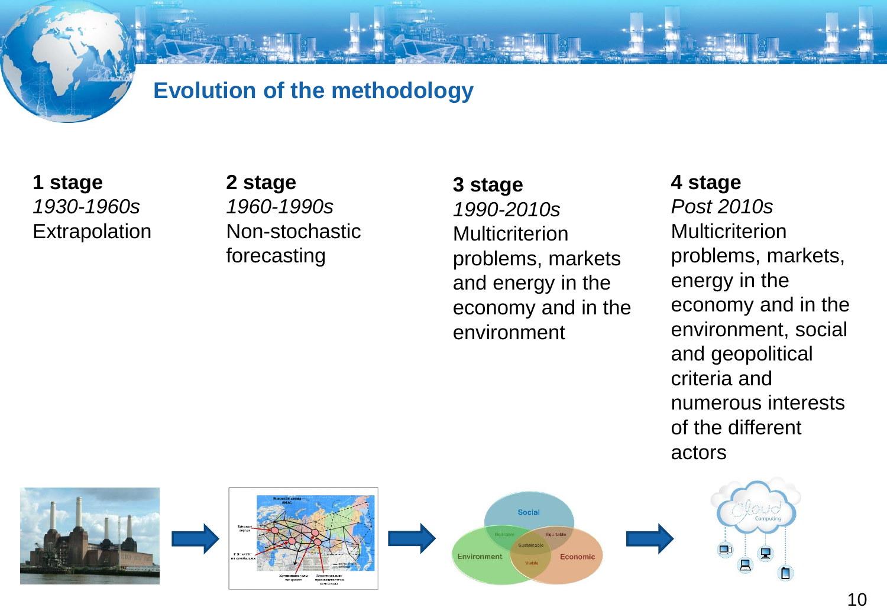## Evolution of the methodology

**1 stage**
*1930-1960s*
Extrapolation

**2 stage**
*1960-1990s*
Non-stochastic forecasting

**3 stage**
*1990-2010s*
Multicriterion problems, markets and energy in the economy and in the environment

**4 stage**
*Post 2010s*
Multicriterion problems, markets, energy in the economy and in the environment, social and geopolitical criteria and numerous interests of the different actors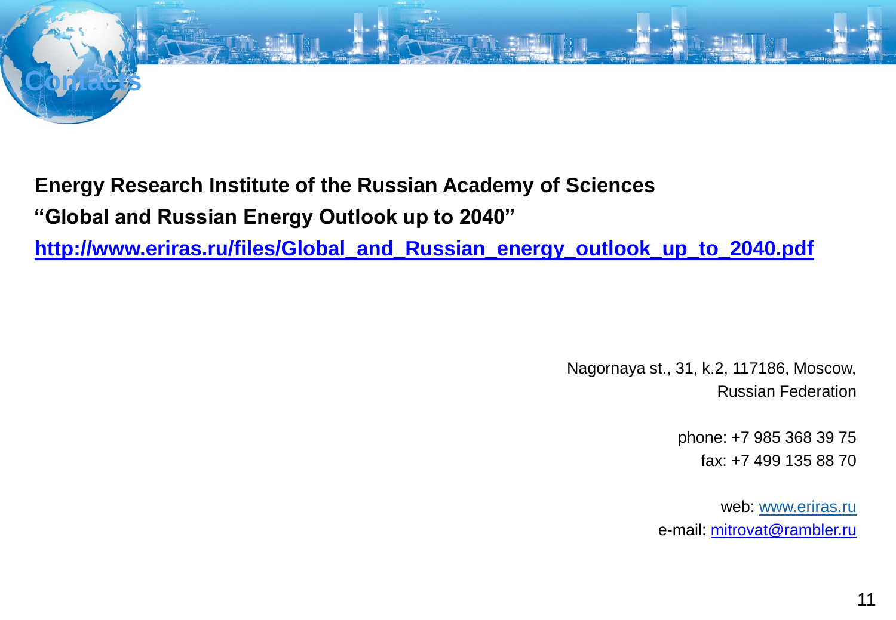# Contacts

**Energy Research Institute of the Russian Academy of Sciences**

**"Global and Russian Energy Outlook up to 2040"**

**http://www.eriras.ru/files/Global_and_Russian_energy_outlook_up_to_2040.pdf**

Nagornaya st., 31, k.2, 117186, Moscow,
Russian Federation

phone: +7 985 368 39 75
fax: +7 499 135 88 70

web: www.eriras.ru
e-mail: mitrovat@rambler.ru